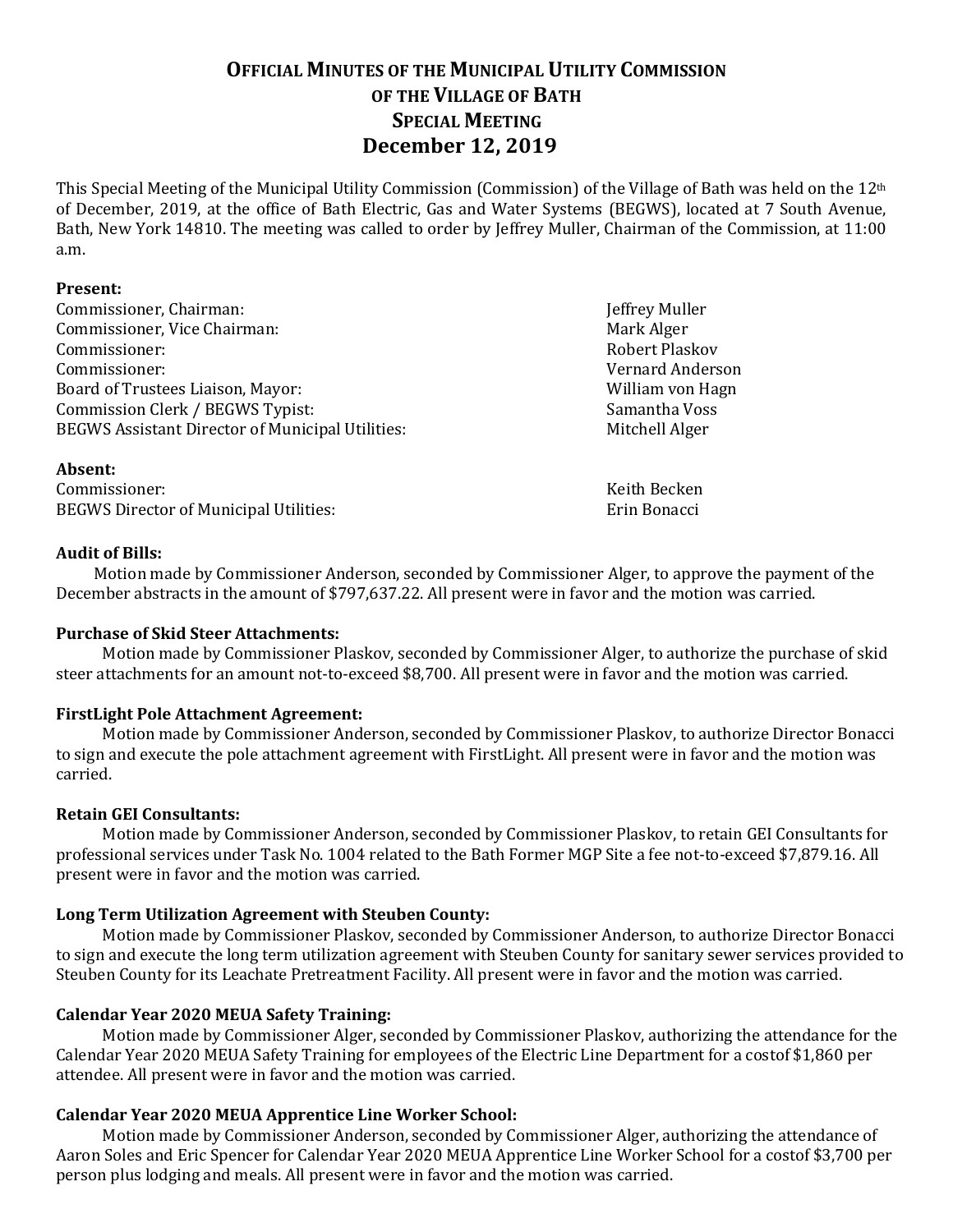# OFFICIAL MINUTES OF THE MUNICIPAL UTILITY COMMISSION OF THE VILLAGE OF BATH SPECIAL MEETING

## December 12, 2019

This Special Meeting of the Municipal Utility Commission (Commission) of the Village of Bath was held on the 12th of December, 2019, at the office of Bath Electric, Gas and Water Systems (BEGWS), located at 7 South Avenue, Bath, New York 14810. The meeting was called to order by Jeffrey Muller, Chairman of the Commission, at 11:00 a.m.

**Present:**

| | |
|---|---|
| Commissioner, Chairman: | Jeffrey Muller |
| Commissioner, Vice Chairman: | Mark Alger |
| Commissioner: | Robert Plaskov |
| Commissioner: | Vernard Anderson |
| Board of Trustees Liaison, Mayor: | William von Hagn |
| Commission Clerk / BEGWS Typist: | Samantha Voss |
| BEGWS Assistant Director of Municipal Utilities: | Mitchell Alger |

**Absent:**

| | |
|---|---|
| Commissioner: | Keith Becken |
| BEGWS Director of Municipal Utilities: | Erin Bonacci |

**Audit of Bills:**

Motion made by Commissioner Anderson, seconded by Commissioner Alger, to approve the payment of the December abstracts in the amount of $797,637.22. All present were in favor and the motion was carried.

**Purchase of Skid Steer Attachments:**

Motion made by Commissioner Plaskov, seconded by Commissioner Alger, to authorize the purchase of skid steer attachments for an amount not-to-exceed $8,700. All present were in favor and the motion was carried.

**FirstLight Pole Attachment Agreement:**

Motion made by Commissioner Anderson, seconded by Commissioner Plaskov, to authorize Director Bonacci to sign and execute the pole attachment agreement with FirstLight. All present were in favor and the motion was carried.

**Retain GEI Consultants:**

Motion made by Commissioner Anderson, seconded by Commissioner Plaskov, to retain GEI Consultants for professional services under Task No. 1004 related to the Bath Former MGP Site a fee not-to-exceed $7,879.16. All present were in favor and the motion was carried.

**Long Term Utilization Agreement with Steuben County:**

Motion made by Commissioner Plaskov, seconded by Commissioner Anderson, to authorize Director Bonacci to sign and execute the long term utilization agreement with Steuben County for sanitary sewer services provided to Steuben County for its Leachate Pretreatment Facility. All present were in favor and the motion was carried.

**Calendar Year 2020 MEUA Safety Training:**

Motion made by Commissioner Alger, seconded by Commissioner Plaskov, authorizing the attendance for the Calendar Year 2020 MEUA Safety Training for employees of the Electric Line Department for a costof $1,860 per attendee. All present were in favor and the motion was carried.

**Calendar Year 2020 MEUA Apprentice Line Worker School:**

Motion made by Commissioner Anderson, seconded by Commissioner Alger, authorizing the attendance of Aaron Soles and Eric Spencer for Calendar Year 2020 MEUA Apprentice Line Worker School for a costof $3,700 per person plus lodging and meals. All present were in favor and the motion was carried.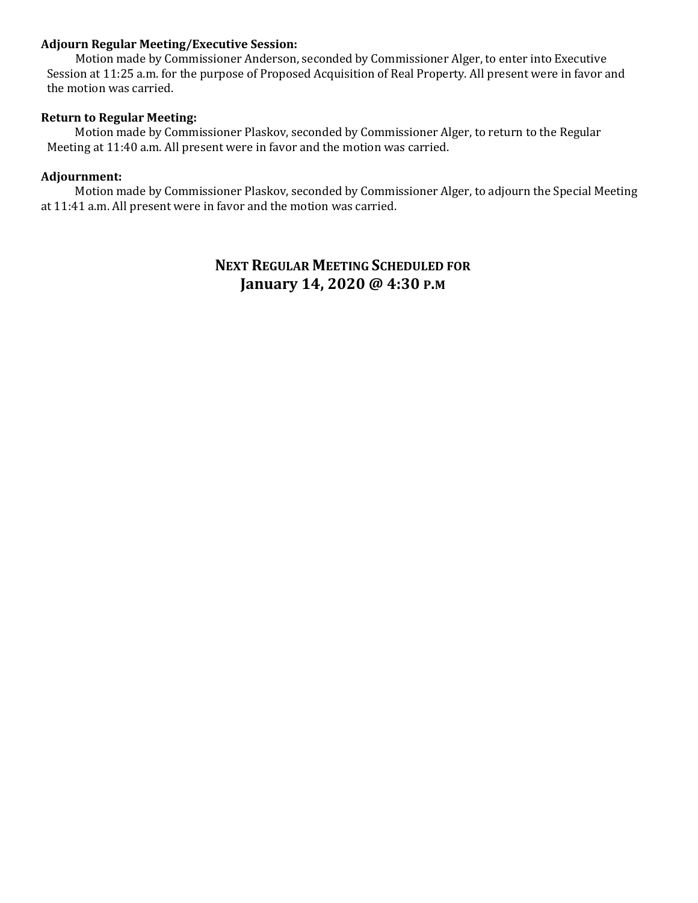**Adjourn Regular Meeting/Executive Session:**

Motion made by Commissioner Anderson, seconded by Commissioner Alger, to enter into Executive Session at 11:25 a.m. for the purpose of Proposed Acquisition of Real Property. All present were in favor and the motion was carried.

**Return to Regular Meeting:**

Motion made by Commissioner Plaskov, seconded by Commissioner Alger, to return to the Regular Meeting at 11:40 a.m. All present were in favor and the motion was carried.

**Adjournment:**

Motion made by Commissioner Plaskov, seconded by Commissioner Alger, to adjourn the Special Meeting at 11:41 a.m. All present were in favor and the motion was carried.

**NEXT REGULAR MEETING SCHEDULED FOR**
**January 14, 2020 @ 4:30 P.M**